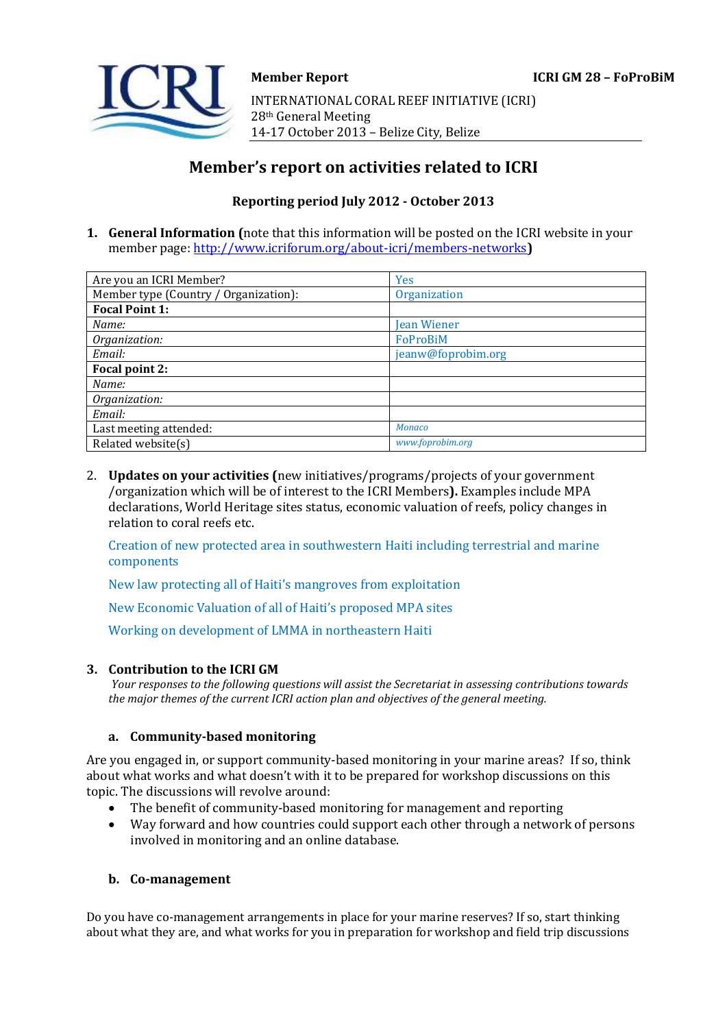**Member Report** **ICRI GM 28 – FoProBiM**

INTERNATIONAL CORAL REEF INITIATIVE (ICRI)
28th General Meeting
14-17 October 2013 – Belize City, Belize

# Member's report on activities related to ICRI

**Reporting period July 2012 - October 2013**

1. **General Information (**note that this information will be posted on the ICRI website in your member page: http://www.icriforum.org/about-icri/members-networks**)**

| Are you an ICRI Member? | Yes |
|---|---|
| Member type (Country / Organization): | Organization |
| **Focal Point 1:** | |
| *Name:* | Jean Wiener |
| *Organization:* | FoProBiM |
| *Email:* | jeanw@foprobim.org |
| **Focal point 2:** | |
| *Name:* | |
| *Organization:* | |
| *Email:* | |
| Last meeting attended: | *Monaco* |
| Related website(s) | *www.foprobim.org* |

2. **Updates on your activities (**new initiatives/programs/projects of your government /organization which will be of interest to the ICRI Members**).** Examples include MPA declarations, World Heritage sites status, economic valuation of reefs, policy changes in relation to coral reefs etc.

   Creation of new protected area in southwestern Haiti including terrestrial and marine components

   New law protecting all of Haiti's mangroves from exploitation

   New Economic Valuation of all of Haiti's proposed MPA sites

   Working on development of LMMA in northeastern Haiti

3. **Contribution to the ICRI GM**

   *Your responses to the following questions will assist the Secretariat in assessing contributions towards the major themes of the current ICRI action plan and objectives of the general meeting.*

### a. Community-based monitoring

Are you engaged in, or support community-based monitoring in your marine areas? If so, think about what works and what doesn't with it to be prepared for workshop discussions on this topic. The discussions will revolve around:

- The benefit of community-based monitoring for management and reporting
- Way forward and how countries could support each other through a network of persons involved in monitoring and an online database.

### b. Co-management

Do you have co-management arrangements in place for your marine reserves? If so, start thinking about what they are, and what works for you in preparation for workshop and field trip discussions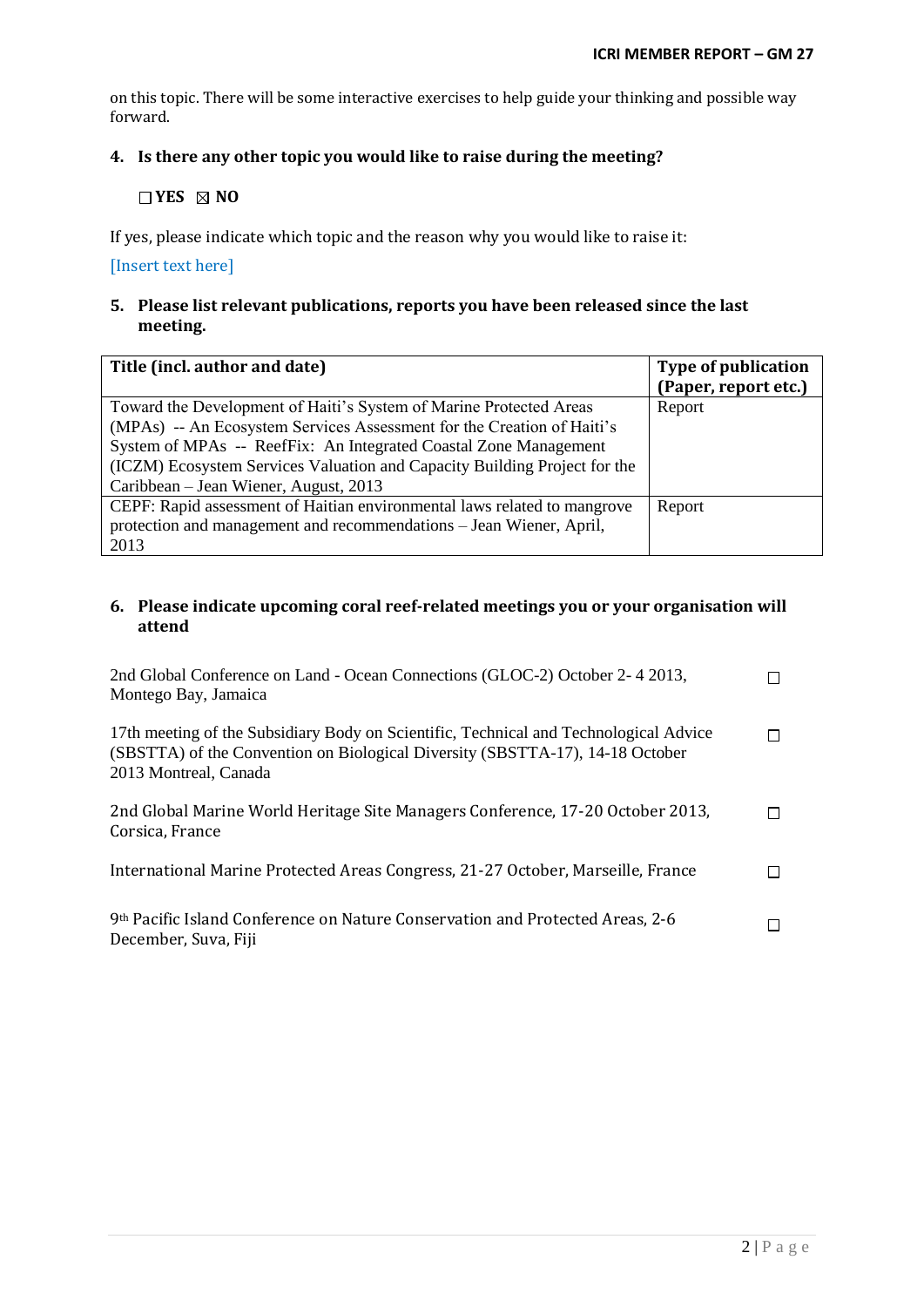on this topic. There will be some interactive exercises to help guide your thinking and possible way forward.

### 4. Is there any other topic you would like to raise during the meeting?

☐ **YES** ☒ **NO**

If yes, please indicate which topic and the reason why you would like to raise it:

[Insert text here]

### 5. Please list relevant publications, reports you have been released since the last meeting.

| Title (incl. author and date) | Type of publication (Paper, report etc.) |
|---|---|
| Toward the Development of Haiti's System of Marine Protected Areas (MPAs) -- An Ecosystem Services Assessment for the Creation of Haiti's System of MPAs -- ReefFix: An Integrated Coastal Zone Management (ICZM) Ecosystem Services Valuation and Capacity Building Project for the Caribbean – Jean Wiener, August, 2013 | Report |
| CEPF: Rapid assessment of Haitian environmental laws related to mangrove protection and management and recommendations – Jean Wiener, April, 2013 | Report |

### 6. Please indicate upcoming coral reef-related meetings you or your organisation will attend

2nd Global Conference on Land - Ocean Connections (GLOC-2) October 2- 4 2013, Montego Bay, Jamaica ☐

17th meeting of the Subsidiary Body on Scientific, Technical and Technological Advice (SBSTTA) of the Convention on Biological Diversity (SBSTTA-17), 14-18 October 2013 Montreal, Canada ☐

2nd Global Marine World Heritage Site Managers Conference, 17-20 October 2013, Corsica, France ☐

International Marine Protected Areas Congress, 21-27 October, Marseille, France ☐

9th Pacific Island Conference on Nature Conservation and Protected Areas, 2-6 December, Suva, Fiji ☐